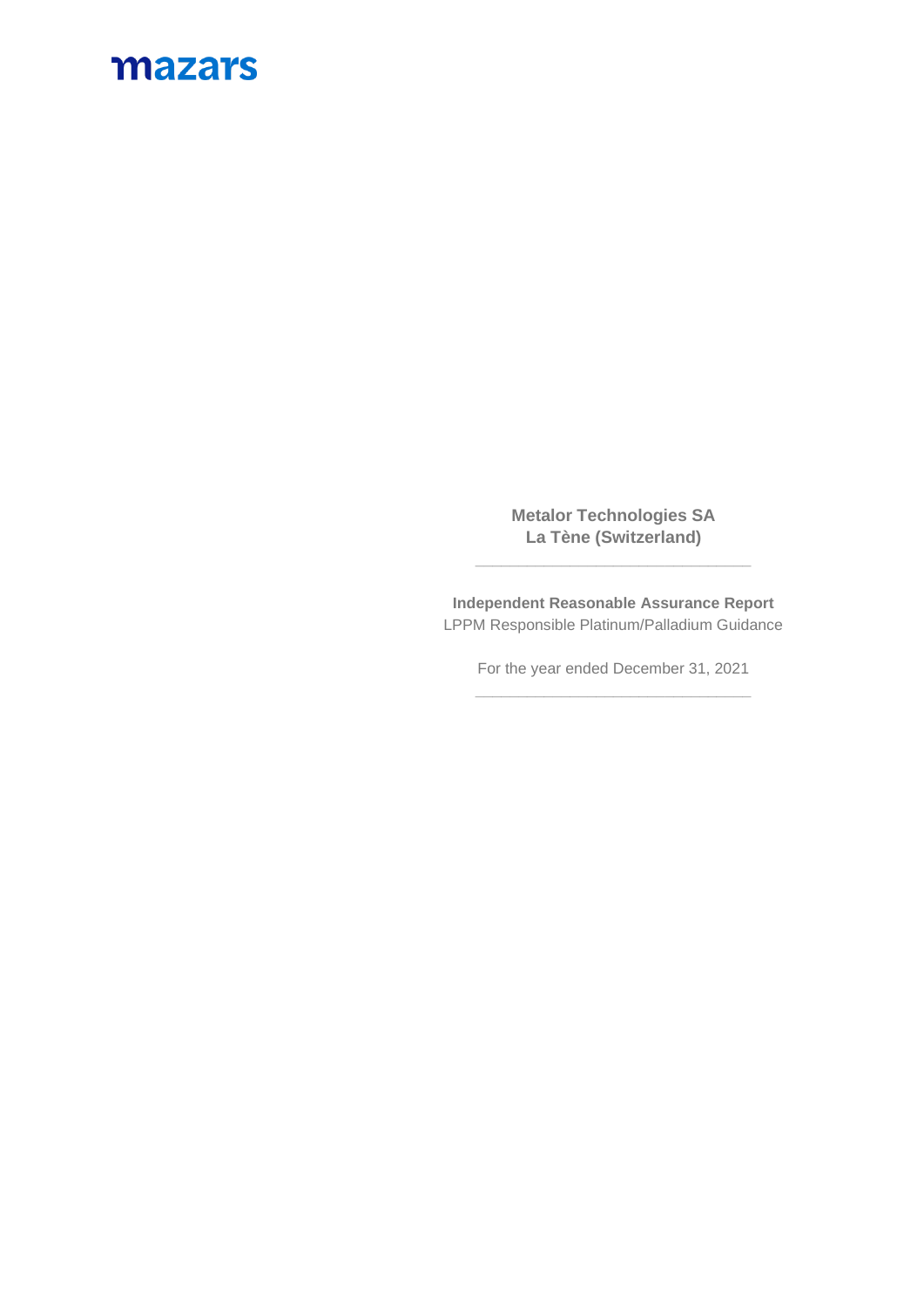mazars

**Metalor Technologies SA**
**La Tène (Switzerland)**

---

**Independent Reasonable Assurance Report**
LPPM Responsible Platinum/Palladium Guidance

For the year ended December 31, 2021

---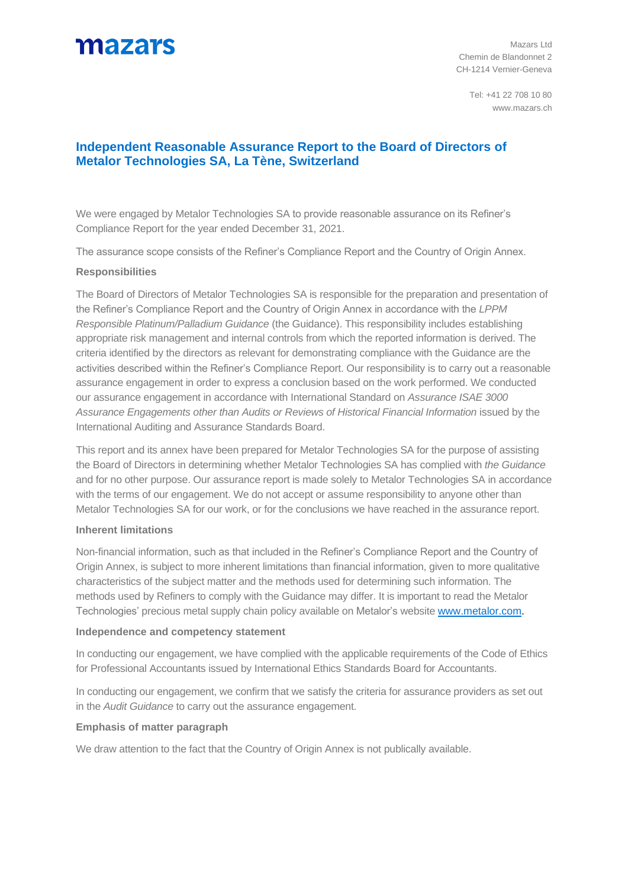mazars

Mazars Ltd
Chemin de Blandonnet 2
CH-1214 Vernier-Geneva

Tel: +41 22 708 10 80
www.mazars.ch

## Independent Reasonable Assurance Report to the Board of Directors of Metalor Technologies SA, La Tène, Switzerland

We were engaged by Metalor Technologies SA to provide reasonable assurance on its Refiner's Compliance Report for the year ended December 31, 2021.

The assurance scope consists of the Refiner's Compliance Report and the Country of Origin Annex.

### Responsibilities

The Board of Directors of Metalor Technologies SA is responsible for the preparation and presentation of the Refiner's Compliance Report and the Country of Origin Annex in accordance with the *LPPM Responsible Platinum/Palladium Guidance* (the Guidance). This responsibility includes establishing appropriate risk management and internal controls from which the reported information is derived. The criteria identified by the directors as relevant for demonstrating compliance with the Guidance are the activities described within the Refiner's Compliance Report. Our responsibility is to carry out a reasonable assurance engagement in order to express a conclusion based on the work performed. We conducted our assurance engagement in accordance with International Standard on *Assurance ISAE 3000 Assurance Engagements other than Audits or Reviews of Historical Financial Information* issued by the International Auditing and Assurance Standards Board.

This report and its annex have been prepared for Metalor Technologies SA for the purpose of assisting the Board of Directors in determining whether Metalor Technologies SA has complied with *the Guidance* and for no other purpose. Our assurance report is made solely to Metalor Technologies SA in accordance with the terms of our engagement. We do not accept or assume responsibility to anyone other than Metalor Technologies SA for our work, or for the conclusions we have reached in the assurance report.

### Inherent limitations

Non-financial information, such as that included in the Refiner's Compliance Report and the Country of Origin Annex, is subject to more inherent limitations than financial information, given to more qualitative characteristics of the subject matter and the methods used for determining such information. The methods used by Refiners to comply with the Guidance may differ. It is important to read the Metalor Technologies' precious metal supply chain policy available on Metalor's website [www.metalor.com](www.metalor.com).

### Independence and competency statement

In conducting our engagement, we have complied with the applicable requirements of the Code of Ethics for Professional Accountants issued by International Ethics Standards Board for Accountants.

In conducting our engagement, we confirm that we satisfy the criteria for assurance providers as set out in the *Audit Guidance* to carry out the assurance engagement.

### Emphasis of matter paragraph

We draw attention to the fact that the Country of Origin Annex is not publically available.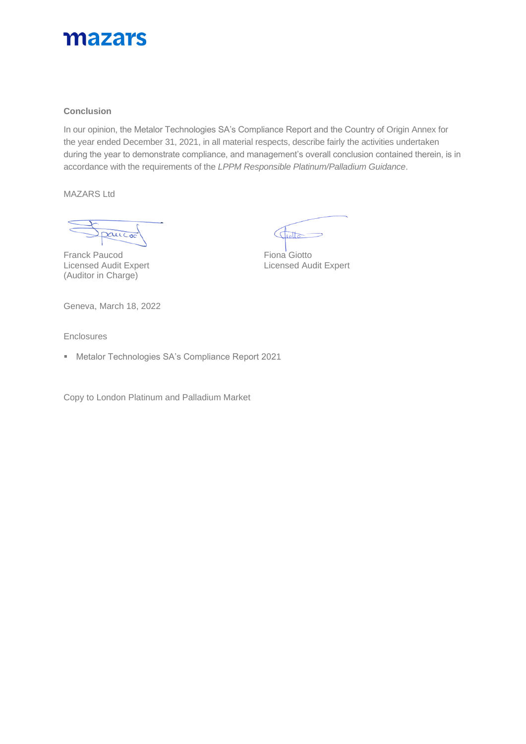mazars

**Conclusion**

In our opinion, the Metalor Technologies SA's Compliance Report and the Country of Origin Annex for the year ended December 31, 2021, in all material respects, describe fairly the activities undertaken during the year to demonstrate compliance, and management's overall conclusion contained therein, is in accordance with the requirements of the *LPPM Responsible Platinum/Palladium Guidance*.

MAZARS Ltd

Franck Paucod
Licensed Audit Expert
(Auditor in Charge)

Fiona Giotto
Licensed Audit Expert

Geneva, March 18, 2022

Enclosures

- Metalor Technologies SA's Compliance Report 2021

Copy to London Platinum and Palladium Market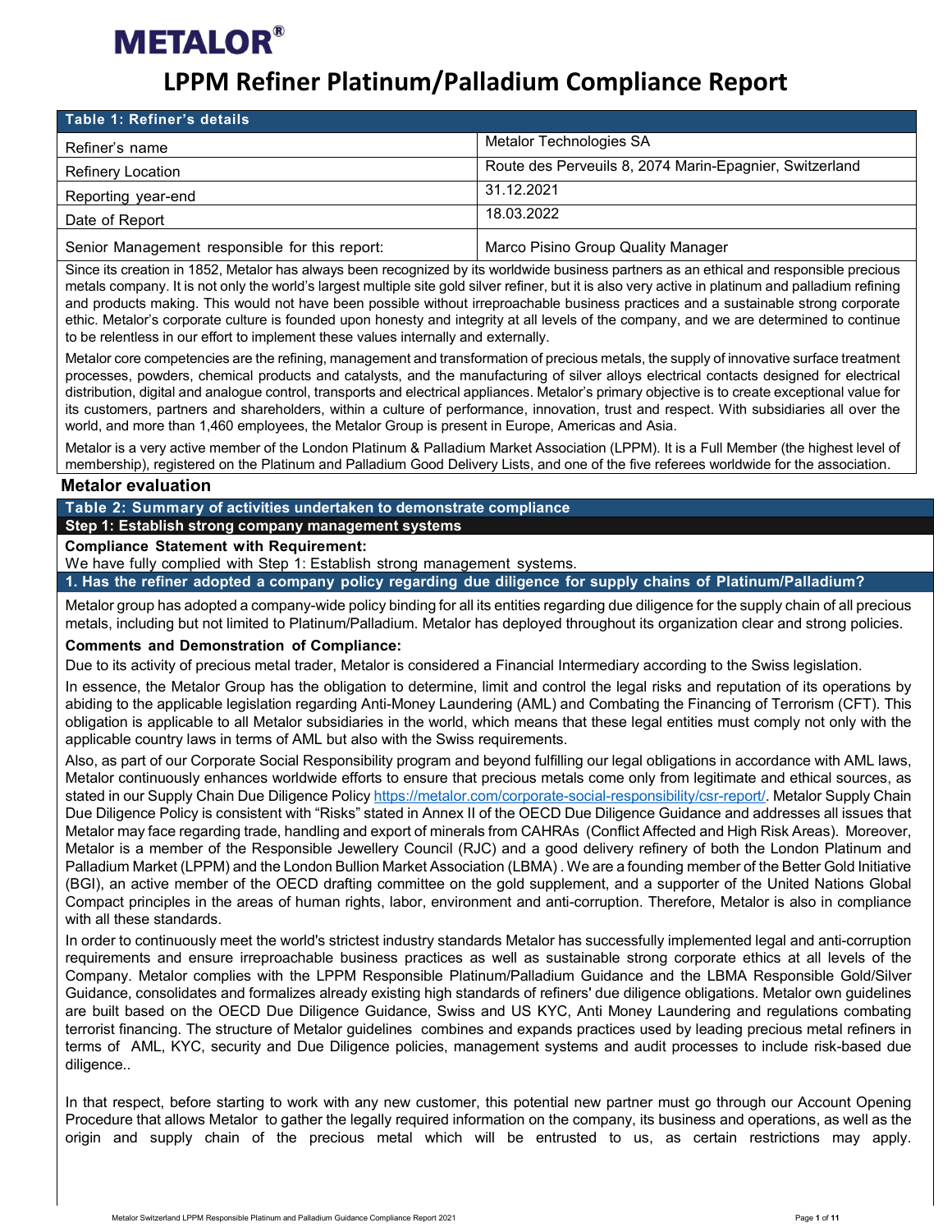# METALOR®

# LPPM Refiner Platinum/Palladium Compliance Report

| Table 1: Refiner's details | |
|---|---|
| Refiner's name | Metalor Technologies SA |
| Refinery Location | Route des Perveuils 8, 2074 Marin-Epagnier, Switzerland |
| Reporting year-end | 31.12.2021 |
| Date of Report | 18.03.2022 |
| Senior Management responsible for this report: | Marco Pisino Group Quality Manager |

Since its creation in 1852, Metalor has always been recognized by its worldwide business partners as an ethical and responsible precious metals company. It is not only the world's largest multiple site gold silver refiner, but it is also very active in platinum and palladium refining and products making. This would not have been possible without irreproachable business practices and a sustainable strong corporate ethic. Metalor's corporate culture is founded upon honesty and integrity at all levels of the company, and we are determined to continue to be relentless in our effort to implement these values internally and externally.

Metalor core competencies are the refining, management and transformation of precious metals, the supply of innovative surface treatment processes, powders, chemical products and catalysts, and the manufacturing of silver alloys electrical contacts designed for electrical distribution, digital and analogue control, transports and electrical appliances. Metalor's primary objective is to create exceptional value for its customers, partners and shareholders, within a culture of performance, innovation, trust and respect. With subsidiaries all over the world, and more than 1,460 employees, the Metalor Group is present in Europe, Americas and Asia.

Metalor is a very active member of the London Platinum & Palladium Market Association (LPPM). It is a Full Member (the highest level of membership), registered on the Platinum and Palladium Good Delivery Lists, and one of the five referees worldwide for the association.

## Metalor evaluation

### Table 2: Summary of activities undertaken to demonstrate compliance

### Step 1: Establish strong company management systems

**Compliance Statement with Requirement:**

We have fully complied with Step 1: Establish strong management systems.

**1. Has the refiner adopted a company policy regarding due diligence for supply chains of Platinum/Palladium?**

Metalor group has adopted a company-wide policy binding for all its entities regarding due diligence for the supply chain of all precious metals, including but not limited to Platinum/Palladium. Metalor has deployed throughout its organization clear and strong policies.

**Comments and Demonstration of Compliance:**

Due to its activity of precious metal trader, Metalor is considered a Financial Intermediary according to the Swiss legislation.

In essence, the Metalor Group has the obligation to determine, limit and control the legal risks and reputation of its operations by abiding to the applicable legislation regarding Anti-Money Laundering (AML) and Combating the Financing of Terrorism (CFT). This obligation is applicable to all Metalor subsidiaries in the world, which means that these legal entities must comply not only with the applicable country laws in terms of AML but also with the Swiss requirements.

Also, as part of our Corporate Social Responsibility program and beyond fulfilling our legal obligations in accordance with AML laws, Metalor continuously enhances worldwide efforts to ensure that precious metals come only from legitimate and ethical sources, as stated in our Supply Chain Due Diligence Policy https://metalor.com/corporate-social-responsibility/csr-report/. Metalor Supply Chain Due Diligence Policy is consistent with "Risks" stated in Annex II of the OECD Due Diligence Guidance and addresses all issues that Metalor may face regarding trade, handling and export of minerals from CAHRAs (Conflict Affected and High Risk Areas). Moreover, Metalor is a member of the Responsible Jewellery Council (RJC) and a good delivery refinery of both the London Platinum and Palladium Market (LPPM) and the London Bullion Market Association (LBMA) . We are a founding member of the Better Gold Initiative (BGI), an active member of the OECD drafting committee on the gold supplement, and a supporter of the United Nations Global Compact principles in the areas of human rights, labor, environment and anti-corruption. Therefore, Metalor is also in compliance with all these standards.

In order to continuously meet the world's strictest industry standards Metalor has successfully implemented legal and anti-corruption requirements and ensure irreproachable business practices as well as sustainable strong corporate ethics at all levels of the Company. Metalor complies with the LPPM Responsible Platinum/Palladium Guidance and the LBMA Responsible Gold/Silver Guidance, consolidates and formalizes already existing high standards of refiners' due diligence obligations. Metalor own guidelines are built based on the OECD Due Diligence Guidance, Swiss and US KYC, Anti Money Laundering and regulations combating terrorist financing. The structure of Metalor guidelines combines and expands practices used by leading precious metal refiners in terms of AML, KYC, security and Due Diligence policies, management systems and audit processes to include risk-based due diligence..

In that respect, before starting to work with any new customer, this potential new partner must go through our Account Opening Procedure that allows Metalor to gather the legally required information on the company, its business and operations, as well as the origin and supply chain of the precious metal which will be entrusted to us, as certain restrictions may apply.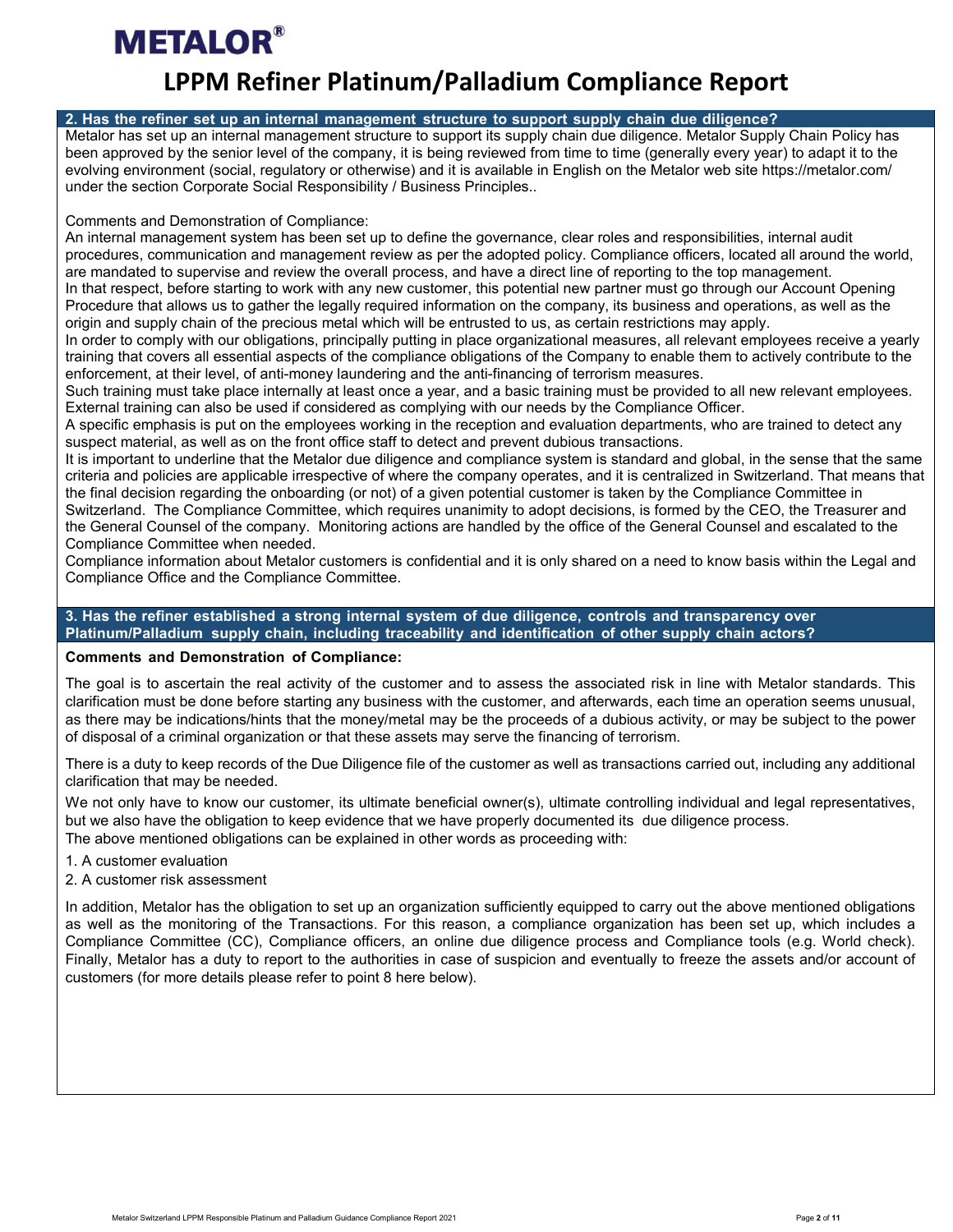## 2. Has the refiner set up an internal management structure to support supply chain due diligence?

Metalor has set up an internal management structure to support its supply chain due diligence. Metalor Supply Chain Policy has been approved by the senior level of the company, it is being reviewed from time to time (generally every year) to adapt it to the evolving environment (social, regulatory or otherwise) and it is available in English on the Metalor web site https://metalor.com/ under the section Corporate Social Responsibility / Business Principles..

Comments and Demonstration of Compliance:

An internal management system has been set up to define the governance, clear roles and responsibilities, internal audit procedures, communication and management review as per the adopted policy. Compliance officers, located all around the world, are mandated to supervise and review the overall process, and have a direct line of reporting to the top management.

In that respect, before starting to work with any new customer, this potential new partner must go through our Account Opening Procedure that allows us to gather the legally required information on the company, its business and operations, as well as the origin and supply chain of the precious metal which will be entrusted to us, as certain restrictions may apply.

In order to comply with our obligations, principally putting in place organizational measures, all relevant employees receive a yearly training that covers all essential aspects of the compliance obligations of the Company to enable them to actively contribute to the enforcement, at their level, of anti-money laundering and the anti-financing of terrorism measures.

Such training must take place internally at least once a year, and a basic training must be provided to all new relevant employees. External training can also be used if considered as complying with our needs by the Compliance Officer.

A specific emphasis is put on the employees working in the reception and evaluation departments, who are trained to detect any suspect material, as well as on the front office staff to detect and prevent dubious transactions.

It is important to underline that the Metalor due diligence and compliance system is standard and global, in the sense that the same criteria and policies are applicable irrespective of where the company operates, and it is centralized in Switzerland. That means that the final decision regarding the onboarding (or not) of a given potential customer is taken by the Compliance Committee in Switzerland. The Compliance Committee, which requires unanimity to adopt decisions, is formed by the CEO, the Treasurer and the General Counsel of the company. Monitoring actions are handled by the office of the General Counsel and escalated to the Compliance Committee when needed.

Compliance information about Metalor customers is confidential and it is only shared on a need to know basis within the Legal and Compliance Office and the Compliance Committee.

## 3. Has the refiner established a strong internal system of due diligence, controls and transparency over Platinum/Palladium supply chain, including traceability and identification of other supply chain actors?

**Comments and Demonstration of Compliance:**

The goal is to ascertain the real activity of the customer and to assess the associated risk in line with Metalor standards. This clarification must be done before starting any business with the customer, and afterwards, each time an operation seems unusual, as there may be indications/hints that the money/metal may be the proceeds of a dubious activity, or may be subject to the power of disposal of a criminal organization or that these assets may serve the financing of terrorism.

There is a duty to keep records of the Due Diligence file of the customer as well as transactions carried out, including any additional clarification that may be needed.

We not only have to know our customer, its ultimate beneficial owner(s), ultimate controlling individual and legal representatives, but we also have the obligation to keep evidence that we have properly documented its due diligence process.

The above mentioned obligations can be explained in other words as proceeding with:

1. A customer evaluation
2. A customer risk assessment

In addition, Metalor has the obligation to set up an organization sufficiently equipped to carry out the above mentioned obligations as well as the monitoring of the Transactions. For this reason, a compliance organization has been set up, which includes a Compliance Committee (CC), Compliance officers, an online due diligence process and Compliance tools (e.g. World check). Finally, Metalor has a duty to report to the authorities in case of suspicion and eventually to freeze the assets and/or account of customers (for more details please refer to point 8 here below).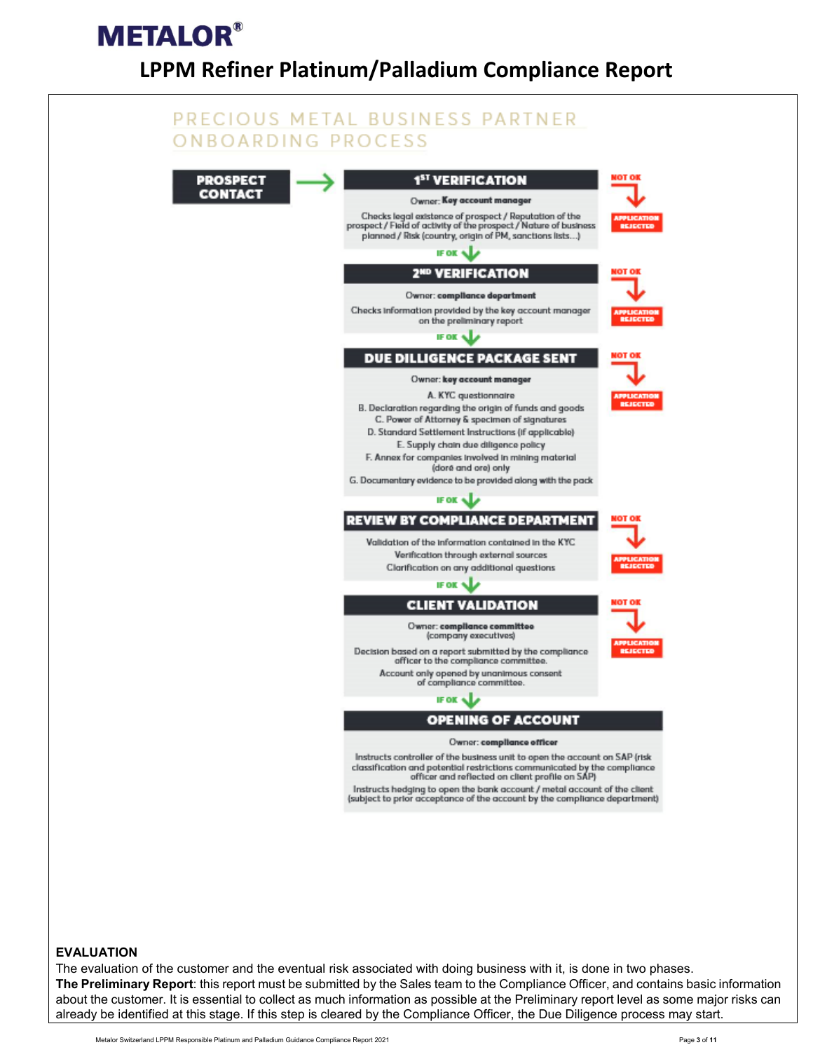# METALOR®

## LPPM Refiner Platinum/Palladium Compliance Report

PRECIOUS METAL BUSINESS PARTNER ONBOARDING PROCESS

**PROSPECT CONTACT** →

**1ST VERIFICATION**

Owner: **Key account manager**

Checks legal existence of prospect / Reputation of the prospect / Field of activity of the prospect / Nature of business planned / Risk (country, origin of PM, sanctions lists...)

NOT OK → APPLICATION REJECTED

IF OK ↓

**2ND VERIFICATION**

Owner: **compliance department**

Checks information provided by the key account manager on the preliminary report

NOT OK → APPLICATION REJECTED

IF OK ↓

**DUE DILLIGENCE PACKAGE SENT**

Owner: **key account manager**

A. KYC questionnaire
B. Declaration regarding the origin of funds and goods
C. Power of Attorney & specimen of signatures
D. Standard Settlement Instructions (if applicable)
E. Supply chain due diligence policy
F. Annex for companies involved in mining material (doré and ore) only
G. Documentary evidence to be provided along with the pack

NOT OK → APPLICATION REJECTED

IF OK ↓

**REVIEW BY COMPLIANCE DEPARTMENT**

Validation of the information contained in the KYC
Verification through external sources
Clarification on any additional questions

NOT OK → APPLICATION REJECTED

IF OK ↓

**CLIENT VALIDATION**

Owner: **compliance committee** (company executives)

Decision based on a report submitted by the compliance officer to the compliance committee.

Account only opened by unanimous consent of compliance committee.

NOT OK → APPLICATION REJECTED

IF OK ↓

**OPENING OF ACCOUNT**

Owner: **compliance officer**

Instructs controller of the business unit to open the account on SAP (risk classification and potential restrictions communicated by the compliance officer and reflected on client profile on SAP)

Instructs hedging to open the bank account / metal account of the client (subject to prior acceptance of the account by the compliance department)

**EVALUATION**

The evaluation of the customer and the eventual risk associated with doing business with it, is done in two phases.

**The Preliminary Report**: this report must be submitted by the Sales team to the Compliance Officer, and contains basic information about the customer. It is essential to collect as much information as possible at the Preliminary report level as some major risks can already be identified at this stage. If this step is cleared by the Compliance Officer, the Due Diligence process may start.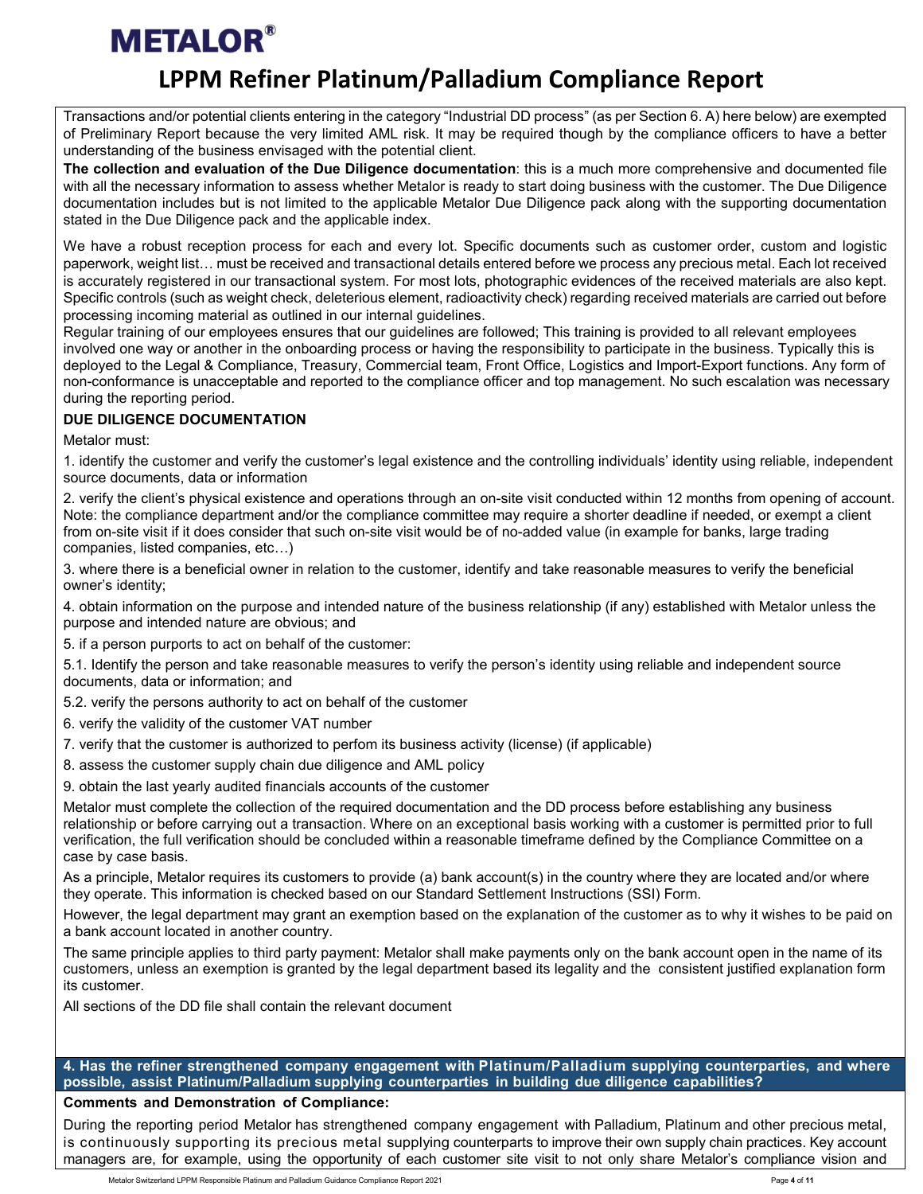Transactions and/or potential clients entering in the category "Industrial DD process" (as per Section 6. A) here below) are exempted of Preliminary Report because the very limited AML risk. It may be required though by the compliance officers to have a better understanding of the business envisaged with the potential client.

**The collection and evaluation of the Due Diligence documentation**: this is a much more comprehensive and documented file with all the necessary information to assess whether Metalor is ready to start doing business with the customer. The Due Diligence documentation includes but is not limited to the applicable Metalor Due Diligence pack along with the supporting documentation stated in the Due Diligence pack and the applicable index.

We have a robust reception process for each and every lot. Specific documents such as customer order, custom and logistic paperwork, weight list… must be received and transactional details entered before we process any precious metal. Each lot received is accurately registered in our transactional system. For most lots, photographic evidences of the received materials are also kept. Specific controls (such as weight check, deleterious element, radioactivity check) regarding received materials are carried out before processing incoming material as outlined in our internal guidelines.

Regular training of our employees ensures that our guidelines are followed; This training is provided to all relevant employees involved one way or another in the onboarding process or having the responsibility to participate in the business. Typically this is deployed to the Legal & Compliance, Treasury, Commercial team, Front Office, Logistics and Import-Export functions. Any form of non-conformance is unacceptable and reported to the compliance officer and top management. No such escalation was necessary during the reporting period.

**DUE DILIGENCE DOCUMENTATION**

Metalor must:

1. identify the customer and verify the customer's legal existence and the controlling individuals' identity using reliable, independent source documents, data or information

2. verify the client's physical existence and operations through an on-site visit conducted within 12 months from opening of account. Note: the compliance department and/or the compliance committee may require a shorter deadline if needed, or exempt a client from on-site visit if it does consider that such on-site visit would be of no-added value (in example for banks, large trading companies, listed companies, etc…)

3. where there is a beneficial owner in relation to the customer, identify and take reasonable measures to verify the beneficial owner's identity;

4. obtain information on the purpose and intended nature of the business relationship (if any) established with Metalor unless the purpose and intended nature are obvious; and

5. if a person purports to act on behalf of the customer:

5.1. Identify the person and take reasonable measures to verify the person's identity using reliable and independent source documents, data or information; and

5.2. verify the persons authority to act on behalf of the customer

6. verify the validity of the customer VAT number

7. verify that the customer is authorized to perfom its business activity (license) (if applicable)

8. assess the customer supply chain due diligence and AML policy

9. obtain the last yearly audited financials accounts of the customer

Metalor must complete the collection of the required documentation and the DD process before establishing any business relationship or before carrying out a transaction. Where on an exceptional basis working with a customer is permitted prior to full verification, the full verification should be concluded within a reasonable timeframe defined by the Compliance Committee on a case by case basis.

As a principle, Metalor requires its customers to provide (a) bank account(s) in the country where they are located and/or where they operate. This information is checked based on our Standard Settlement Instructions (SSI) Form.

However, the legal department may grant an exemption based on the explanation of the customer as to why it wishes to be paid on a bank account located in another country.

The same principle applies to third party payment: Metalor shall make payments only on the bank account open in the name of its customers, unless an exemption is granted by the legal department based its legality and the consistent justified explanation form its customer.

All sections of the DD file shall contain the relevant document

**4. Has the refiner strengthened company engagement with Platinum/Palladium supplying counterparties, and where possible, assist Platinum/Palladium supplying counterparties in building due diligence capabilities?**

**Comments and Demonstration of Compliance:**

During the reporting period Metalor has strengthened company engagement with Palladium, Platinum and other precious metal, is continuously supporting its precious metal supplying counterparts to improve their own supply chain practices. Key account managers are, for example, using the opportunity of each customer site visit to not only share Metalor's compliance vision and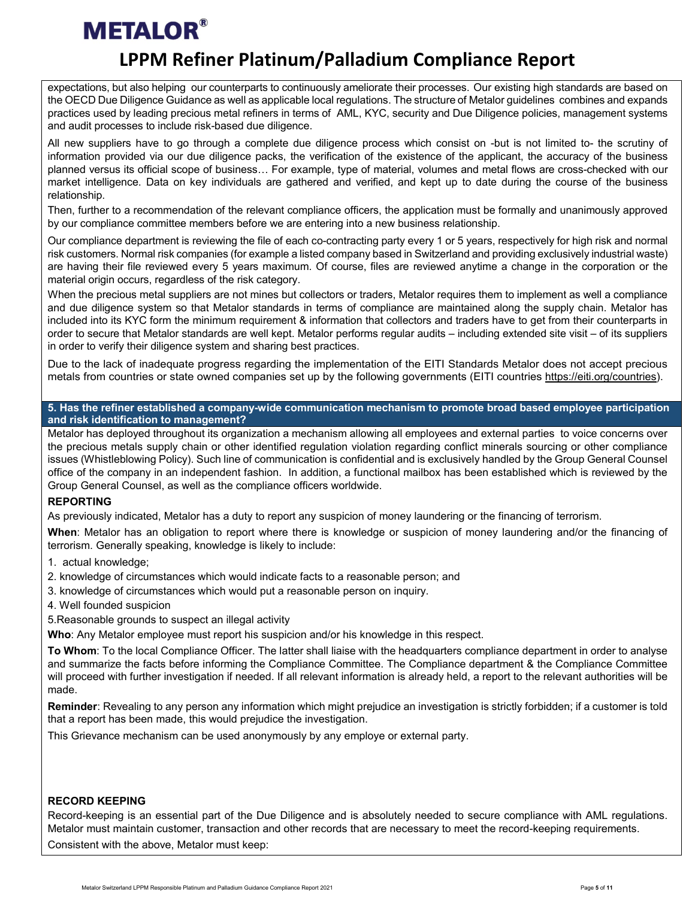expectations, but also helping our counterparts to continuously ameliorate their processes. Our existing high standards are based on the OECD Due Diligence Guidance as well as applicable local regulations. The structure of Metalor guidelines combines and expands practices used by leading precious metal refiners in terms of AML, KYC, security and Due Diligence policies, management systems and audit processes to include risk-based due diligence.

All new suppliers have to go through a complete due diligence process which consist on -but is not limited to- the scrutiny of information provided via our due diligence packs, the verification of the existence of the applicant, the accuracy of the business planned versus its official scope of business… For example, type of material, volumes and metal flows are cross-checked with our market intelligence. Data on key individuals are gathered and verified, and kept up to date during the course of the business relationship.

Then, further to a recommendation of the relevant compliance officers, the application must be formally and unanimously approved by our compliance committee members before we are entering into a new business relationship.

Our compliance department is reviewing the file of each co-contracting party every 1 or 5 years, respectively for high risk and normal risk customers. Normal risk companies (for example a listed company based in Switzerland and providing exclusively industrial waste) are having their file reviewed every 5 years maximum. Of course, files are reviewed anytime a change in the corporation or the material origin occurs, regardless of the risk category.

When the precious metal suppliers are not mines but collectors or traders, Metalor requires them to implement as well a compliance and due diligence system so that Metalor standards in terms of compliance are maintained along the supply chain. Metalor has included into its KYC form the minimum requirement & information that collectors and traders have to get from their counterparts in order to secure that Metalor standards are well kept. Metalor performs regular audits – including extended site visit – of its suppliers in order to verify their diligence system and sharing best practices.

Due to the lack of inadequate progress regarding the implementation of the EITI Standards Metalor does not accept precious metals from countries or state owned companies set up by the following governments (EITI countries https://eiti.org/countries).

**5. Has the refiner established a company-wide communication mechanism to promote broad based employee participation and risk identification to management?**

Metalor has deployed throughout its organization a mechanism allowing all employees and external parties to voice concerns over the precious metals supply chain or other identified regulation violation regarding conflict minerals sourcing or other compliance issues (Whistleblowing Policy). Such line of communication is confidential and is exclusively handled by the Group General Counsel office of the company in an independent fashion. In addition, a functional mailbox has been established which is reviewed by the Group General Counsel, as well as the compliance officers worldwide.

**REPORTING**

As previously indicated, Metalor has a duty to report any suspicion of money laundering or the financing of terrorism.

**When**: Metalor has an obligation to report where there is knowledge or suspicion of money laundering and/or the financing of terrorism. Generally speaking, knowledge is likely to include:

1. actual knowledge;
2. knowledge of circumstances which would indicate facts to a reasonable person; and
3. knowledge of circumstances which would put a reasonable person on inquiry.
4. Well founded suspicion
5. Reasonable grounds to suspect an illegal activity

**Who**: Any Metalor employee must report his suspicion and/or his knowledge in this respect.

**To Whom**: To the local Compliance Officer. The latter shall liaise with the headquarters compliance department in order to analyse and summarize the facts before informing the Compliance Committee. The Compliance department & the Compliance Committee will proceed with further investigation if needed. If all relevant information is already held, a report to the relevant authorities will be made.

**Reminder**: Revealing to any person any information which might prejudice an investigation is strictly forbidden; if a customer is told that a report has been made, this would prejudice the investigation.

This Grievance mechanism can be used anonymously by any employe or external party.

**RECORD KEEPING**

Record-keeping is an essential part of the Due Diligence and is absolutely needed to secure compliance with AML regulations. Metalor must maintain customer, transaction and other records that are necessary to meet the record-keeping requirements.

Consistent with the above, Metalor must keep: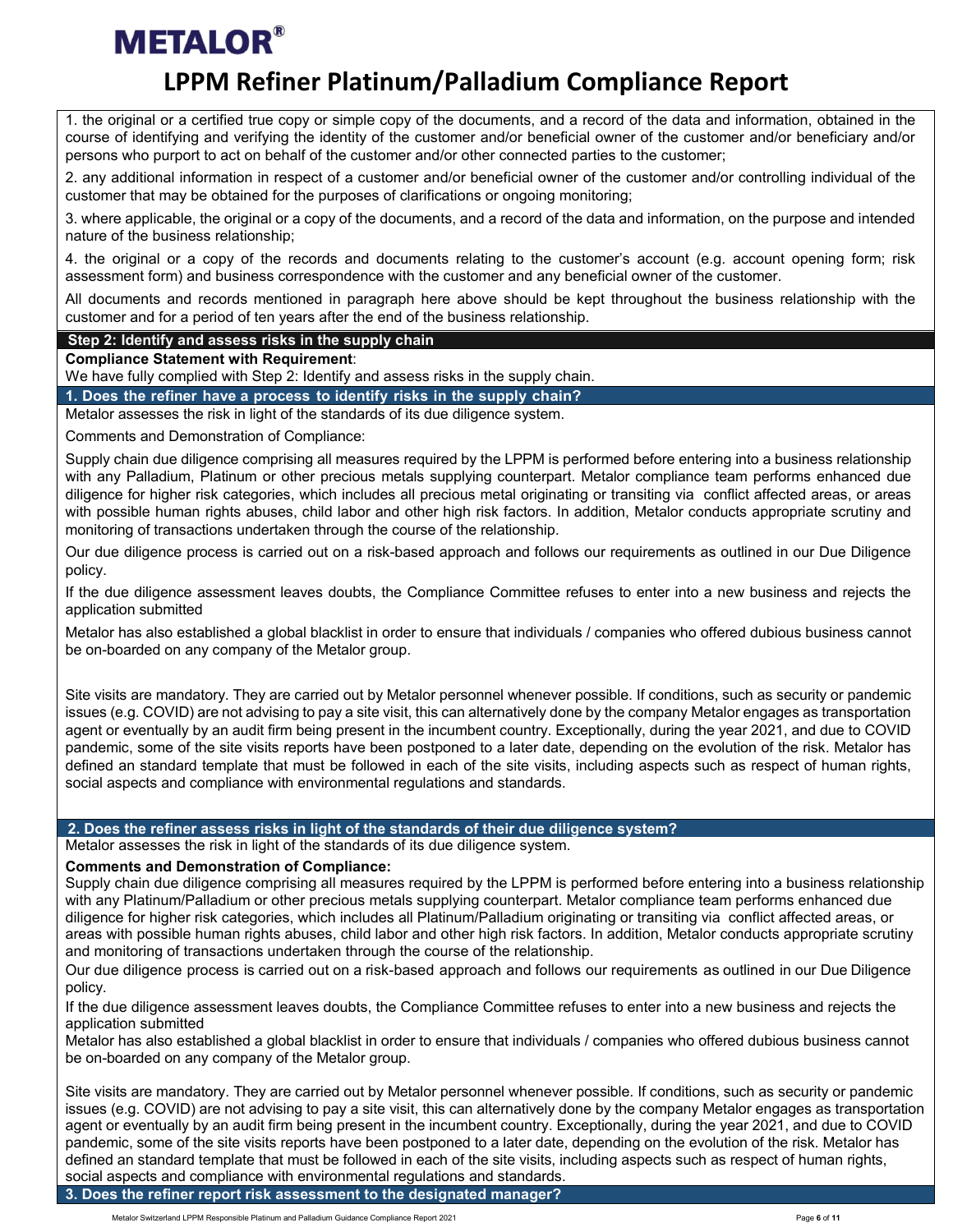1. the original or a certified true copy or simple copy of the documents, and a record of the data and information, obtained in the course of identifying and verifying the identity of the customer and/or beneficial owner of the customer and/or beneficiary and/or persons who purport to act on behalf of the customer and/or other connected parties to the customer;

2. any additional information in respect of a customer and/or beneficial owner of the customer and/or controlling individual of the customer that may be obtained for the purposes of clarifications or ongoing monitoring;

3. where applicable, the original or a copy of the documents, and a record of the data and information, on the purpose and intended nature of the business relationship;

4. the original or a copy of the records and documents relating to the customer's account (e.g. account opening form; risk assessment form) and business correspondence with the customer and any beneficial owner of the customer.

All documents and records mentioned in paragraph here above should be kept throughout the business relationship with the customer and for a period of ten years after the end of the business relationship.

## Step 2: Identify and assess risks in the supply chain

**Compliance Statement with Requirement**:

We have fully complied with Step 2: Identify and assess risks in the supply chain.

### 1. Does the refiner have a process to identify risks in the supply chain?

Metalor assesses the risk in light of the standards of its due diligence system.

Comments and Demonstration of Compliance:

Supply chain due diligence comprising all measures required by the LPPM is performed before entering into a business relationship with any Palladium, Platinum or other precious metals supplying counterpart. Metalor compliance team performs enhanced due diligence for higher risk categories, which includes all precious metal originating or transiting via conflict affected areas, or areas with possible human rights abuses, child labor and other high risk factors. In addition, Metalor conducts appropriate scrutiny and monitoring of transactions undertaken through the course of the relationship.

Our due diligence process is carried out on a risk-based approach and follows our requirements as outlined in our Due Diligence policy.

If the due diligence assessment leaves doubts, the Compliance Committee refuses to enter into a new business and rejects the application submitted

Metalor has also established a global blacklist in order to ensure that individuals / companies who offered dubious business cannot be on-boarded on any company of the Metalor group.

Site visits are mandatory. They are carried out by Metalor personnel whenever possible. If conditions, such as security or pandemic issues (e.g. COVID) are not advising to pay a site visit, this can alternatively done by the company Metalor engages as transportation agent or eventually by an audit firm being present in the incumbent country. Exceptionally, during the year 2021, and due to COVID pandemic, some of the site visits reports have been postponed to a later date, depending on the evolution of the risk. Metalor has defined an standard template that must be followed in each of the site visits, including aspects such as respect of human rights, social aspects and compliance with environmental regulations and standards.

### 2. Does the refiner assess risks in light of the standards of their due diligence system?

Metalor assesses the risk in light of the standards of its due diligence system.

**Comments and Demonstration of Compliance:**

Supply chain due diligence comprising all measures required by the LPPM is performed before entering into a business relationship with any Platinum/Palladium or other precious metals supplying counterpart. Metalor compliance team performs enhanced due diligence for higher risk categories, which includes all Platinum/Palladium originating or transiting via conflict affected areas, or areas with possible human rights abuses, child labor and other high risk factors. In addition, Metalor conducts appropriate scrutiny and monitoring of transactions undertaken through the course of the relationship.

Our due diligence process is carried out on a risk-based approach and follows our requirements as outlined in our Due Diligence policy.

If the due diligence assessment leaves doubts, the Compliance Committee refuses to enter into a new business and rejects the application submitted

Metalor has also established a global blacklist in order to ensure that individuals / companies who offered dubious business cannot be on-boarded on any company of the Metalor group.

Site visits are mandatory. They are carried out by Metalor personnel whenever possible. If conditions, such as security or pandemic issues (e.g. COVID) are not advising to pay a site visit, this can alternatively done by the company Metalor engages as transportation agent or eventually by an audit firm being present in the incumbent country. Exceptionally, during the year 2021, and due to COVID pandemic, some of the site visits reports have been postponed to a later date, depending on the evolution of the risk. Metalor has defined an standard template that must be followed in each of the site visits, including aspects such as respect of human rights, social aspects and compliance with environmental regulations and standards.

### 3. Does the refiner report risk assessment to the designated manager?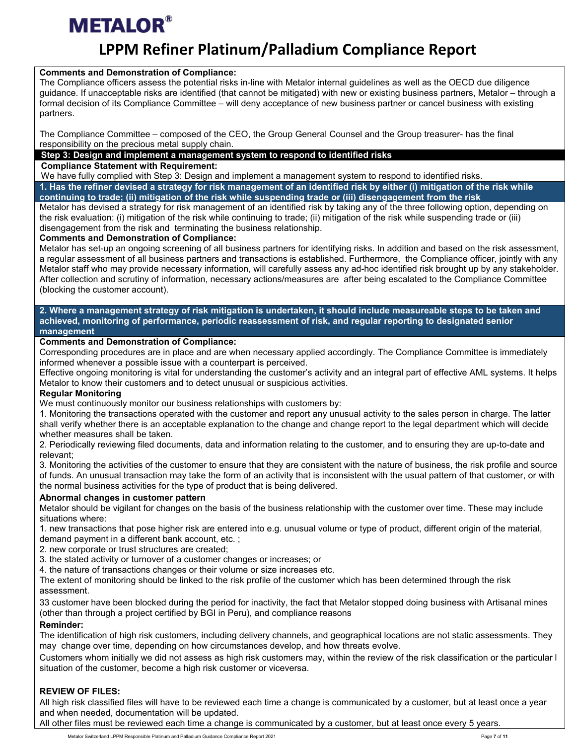**Comments and Demonstration of Compliance:**

The Compliance officers assess the potential risks in-line with Metalor internal guidelines as well as the OECD due diligence guidance. If unacceptable risks are identified (that cannot be mitigated) with new or existing business partners, Metalor – through a formal decision of its Compliance Committee – will deny acceptance of new business partner or cancel business with existing partners.

The Compliance Committee – composed of the CEO, the Group General Counsel and the Group treasurer- has the final responsibility on the precious metal supply chain.

## Step 3: Design and implement a management system to respond to identified risks

**Compliance Statement with Requirement:**

We have fully complied with Step 3: Design and implement a management system to respond to identified risks.

### 1. Has the refiner devised a strategy for risk management of an identified risk by either (i) mitigation of the risk while continuing to trade; (ii) mitigation of the risk while suspending trade or (iii) disengagement from the risk

Metalor has devised a strategy for risk management of an identified risk by taking any of the three following option, depending on the risk evaluation: (i) mitigation of the risk while continuing to trade; (ii) mitigation of the risk while suspending trade or (iii) disengagement from the risk and terminating the business relationship.

**Comments and Demonstration of Compliance:**

Metalor has set-up an ongoing screening of all business partners for identifying risks. In addition and based on the risk assessment, a regular assessment of all business partners and transactions is established. Furthermore, the Compliance officer, jointly with any Metalor staff who may provide necessary information, will carefully assess any ad-hoc identified risk brought up by any stakeholder. After collection and scrutiny of information, necessary actions/measures are after being escalated to the Compliance Committee (blocking the customer account).

### 2. Where a management strategy of risk mitigation is undertaken, it should include measureable steps to be taken and achieved, monitoring of performance, periodic reassessment of risk, and regular reporting to designated senior management

**Comments and Demonstration of Compliance:**

Corresponding procedures are in place and are when necessary applied accordingly. The Compliance Committee is immediately informed whenever a possible issue with a counterpart is perceived.

Effective ongoing monitoring is vital for understanding the customer's activity and an integral part of effective AML systems. It helps Metalor to know their customers and to detect unusual or suspicious activities.

**Regular Monitoring**

We must continuously monitor our business relationships with customers by:

1. Monitoring the transactions operated with the customer and report any unusual activity to the sales person in charge. The latter shall verify whether there is an acceptable explanation to the change and change report to the legal department which will decide whether measures shall be taken.
2. Periodically reviewing filed documents, data and information relating to the customer, and to ensuring they are up-to-date and relevant;
3. Monitoring the activities of the customer to ensure that they are consistent with the nature of business, the risk profile and source of funds. An unusual transaction may take the form of an activity that is inconsistent with the usual pattern of that customer, or with the normal business activities for the type of product that is being delivered.

**Abnormal changes in customer pattern**

Metalor should be vigilant for changes on the basis of the business relationship with the customer over time. These may include situations where:

1. new transactions that pose higher risk are entered into e.g. unusual volume or type of product, different origin of the material, demand payment in a different bank account, etc. ;
2. new corporate or trust structures are created;
3. the stated activity or turnover of a customer changes or increases; or
4. the nature of transactions changes or their volume or size increases etc.

The extent of monitoring should be linked to the risk profile of the customer which has been determined through the risk assessment.

33 customer have been blocked during the period for inactivity, the fact that Metalor stopped doing business with Artisanal mines (other than through a project certified by BGI in Peru), and compliance reasons

**Reminder:**

The identification of high risk customers, including delivery channels, and geographical locations are not static assessments. They may change over time, depending on how circumstances develop, and how threats evolve.

Customers whom initially we did not assess as high risk customers may, within the review of the risk classification or the particular l situation of the customer, become a high risk customer or viceversa.

**REVIEW OF FILES:**

All high risk classified files will have to be reviewed each time a change is communicated by a customer, but at least once a year and when needed, documentation will be updated.

All other files must be reviewed each time a change is communicated by a customer, but at least once every 5 years.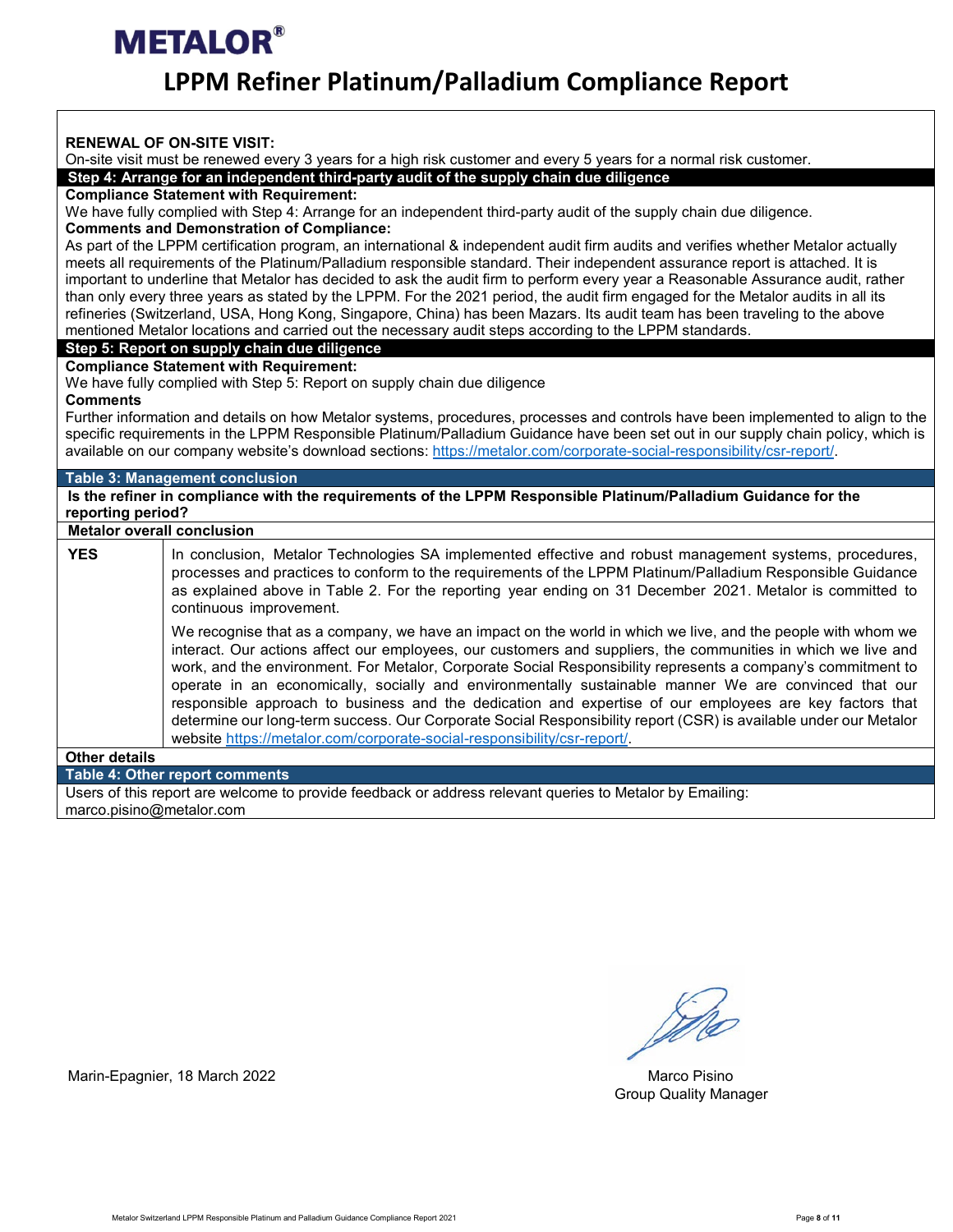**RENEWAL OF ON-SITE VISIT:**
On-site visit must be renewed every 3 years for a high risk customer and every 5 years for a normal risk customer.

**Step 4: Arrange for an independent third-party audit of the supply chain due diligence**

**Compliance Statement with Requirement:**
We have fully complied with Step 4: Arrange for an independent third-party audit of the supply chain due diligence.

**Comments and Demonstration of Compliance:**
As part of the LPPM certification program, an international & independent audit firm audits and verifies whether Metalor actually meets all requirements of the Platinum/Palladium responsible standard. Their independent assurance report is attached. It is important to underline that Metalor has decided to ask the audit firm to perform every year a Reasonable Assurance audit, rather than only every three years as stated by the LPPM. For the 2021 period, the audit firm engaged for the Metalor audits in all its refineries (Switzerland, USA, Hong Kong, Singapore, China) has been Mazars. Its audit team has been traveling to the above mentioned Metalor locations and carried out the necessary audit steps according to the LPPM standards.

**Step 5: Report on supply chain due diligence**

**Compliance Statement with Requirement:**
We have fully complied with Step 5: Report on supply chain due diligence

**Comments**
Further information and details on how Metalor systems, procedures, processes and controls have been implemented to align to the specific requirements in the LPPM Responsible Platinum/Palladium Guidance have been set out in our supply chain policy, which is available on our company website's download sections: https://metalor.com/corporate-social-responsibility/csr-report/.

**Table 3: Management conclusion**

**Is the refiner in compliance with the requirements of the LPPM Responsible Platinum/Palladium Guidance for the reporting period?**

**Metalor overall conclusion**

| | |
|---|---|
| **YES** | In conclusion, Metalor Technologies SA implemented effective and robust management systems, procedures, processes and practices to conform to the requirements of the LPPM Platinum/Palladium Responsible Guidance as explained above in Table 2. For the reporting year ending on 31 December 2021. Metalor is committed to continuous improvement.<br><br>We recognise that as a company, we have an impact on the world in which we live, and the people with whom we interact. Our actions affect our employees, our customers and suppliers, the communities in which we live and work, and the environment. For Metalor, Corporate Social Responsibility represents a company's commitment to operate in an economically, socially and environmentally sustainable manner We are convinced that our responsible approach to business and the dedication and expertise of our employees are key factors that determine our long-term success. Our Corporate Social Responsibility report (CSR) is available under our Metalor website https://metalor.com/corporate-social-responsibility/csr-report/. |

**Other details**

**Table 4: Other report comments**

Users of this report are welcome to provide feedback or address relevant queries to Metalor by Emailing: marco.pisino@metalor.com

Marin-Epagnier, 18 March 2022

Marco Pisino
Group Quality Manager